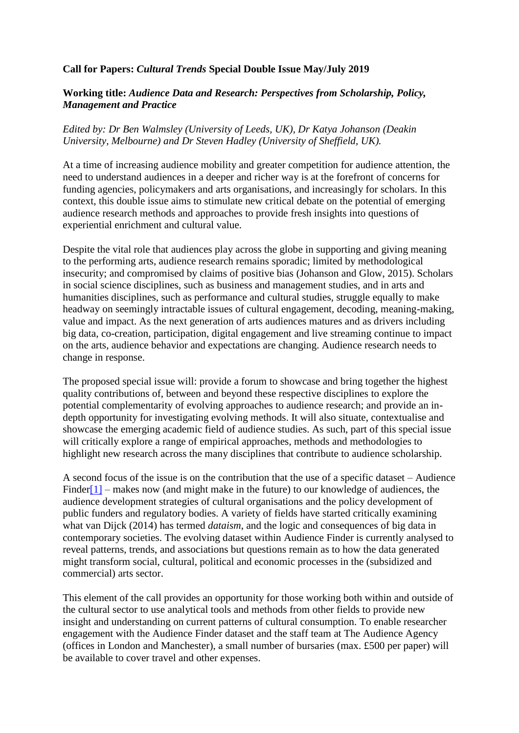**Call for Papers: *Cultural Trends* Special Double Issue May/July 2019**

**Working title: *Audience Data and Research: Perspectives from Scholarship, Policy, Management and Practice***

*Edited by: Dr Ben Walmsley (University of Leeds, UK), Dr Katya Johanson (Deakin University, Melbourne) and Dr Steven Hadley (University of Sheffield, UK).*

At a time of increasing audience mobility and greater competition for audience attention, the need to understand audiences in a deeper and richer way is at the forefront of concerns for funding agencies, policymakers and arts organisations, and increasingly for scholars. In this context, this double issue aims to stimulate new critical debate on the potential of emerging audience research methods and approaches to provide fresh insights into questions of experiential enrichment and cultural value.

Despite the vital role that audiences play across the globe in supporting and giving meaning to the performing arts, audience research remains sporadic; limited by methodological insecurity; and compromised by claims of positive bias (Johanson and Glow, 2015). Scholars in social science disciplines, such as business and management studies, and in arts and humanities disciplines, such as performance and cultural studies, struggle equally to make headway on seemingly intractable issues of cultural engagement, decoding, meaning-making, value and impact. As the next generation of arts audiences matures and as drivers including big data, co-creation, participation, digital engagement and live streaming continue to impact on the arts, audience behavior and expectations are changing. Audience research needs to change in response.

The proposed special issue will: provide a forum to showcase and bring together the highest quality contributions of, between and beyond these respective disciplines to explore the potential complementarity of evolving approaches to audience research; and provide an in-depth opportunity for investigating evolving methods. It will also situate, contextualise and showcase the emerging academic field of audience studies. As such, part of this special issue will critically explore a range of empirical approaches, methods and methodologies to highlight new research across the many disciplines that contribute to audience scholarship.

A second focus of the issue is on the contribution that the use of a specific dataset – Audience Finder[1] – makes now (and might make in the future) to our knowledge of audiences, the audience development strategies of cultural organisations and the policy development of public funders and regulatory bodies. A variety of fields have started critically examining what van Dijck (2014) has termed *dataism*, and the logic and consequences of big data in contemporary societies. The evolving dataset within Audience Finder is currently analysed to reveal patterns, trends, and associations but questions remain as to how the data generated might transform social, cultural, political and economic processes in the (subsidized and commercial) arts sector.

This element of the call provides an opportunity for those working both within and outside of the cultural sector to use analytical tools and methods from other fields to provide new insight and understanding on current patterns of cultural consumption. To enable researcher engagement with the Audience Finder dataset and the staff team at The Audience Agency (offices in London and Manchester), a small number of bursaries (max. £500 per paper) will be available to cover travel and other expenses.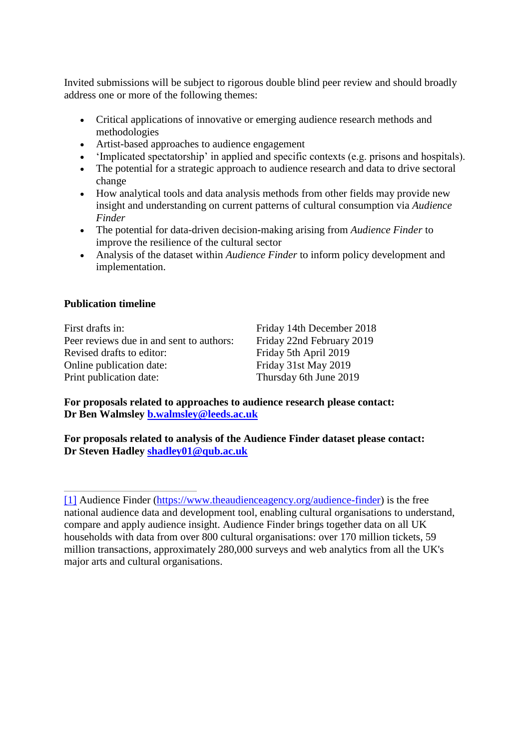Invited submissions will be subject to rigorous double blind peer review and should broadly address one or more of the following themes:

- Critical applications of innovative or emerging audience research methods and methodologies
- Artist-based approaches to audience engagement
- 'Implicated spectatorship' in applied and specific contexts (e.g. prisons and hospitals).
- The potential for a strategic approach to audience research and data to drive sectoral change
- How analytical tools and data analysis methods from other fields may provide new insight and understanding on current patterns of cultural consumption via *Audience Finder*
- The potential for data-driven decision-making arising from *Audience Finder* to improve the resilience of the cultural sector
- Analysis of the dataset within *Audience Finder* to inform policy development and implementation.

**Publication timeline**

| | |
|---|---|
| First drafts in: | Friday 14th December 2018 |
| Peer reviews due in and sent to authors: | Friday 22nd February 2019 |
| Revised drafts to editor: | Friday 5th April 2019 |
| Online publication date: | Friday 31st May 2019 |
| Print publication date: | Thursday 6th June 2019 |

**For proposals related to approaches to audience research please contact:**
**Dr Ben Walmsley [b.walmsley@leeds.ac.uk](mailto:b.walmsley@leeds.ac.uk)**

**For proposals related to analysis of the Audience Finder dataset please contact:**
**Dr Steven Hadley [shadley01@qub.ac.uk](mailto:shadley01@qub.ac.uk)**

---

[1] Audience Finder (https://www.theaudienceagency.org/audience-finder) is the free national audience data and development tool, enabling cultural organisations to understand, compare and apply audience insight. Audience Finder brings together data on all UK households with data from over 800 cultural organisations: over 170 million tickets, 59 million transactions, approximately 280,000 surveys and web analytics from all the UK's major arts and cultural organisations.